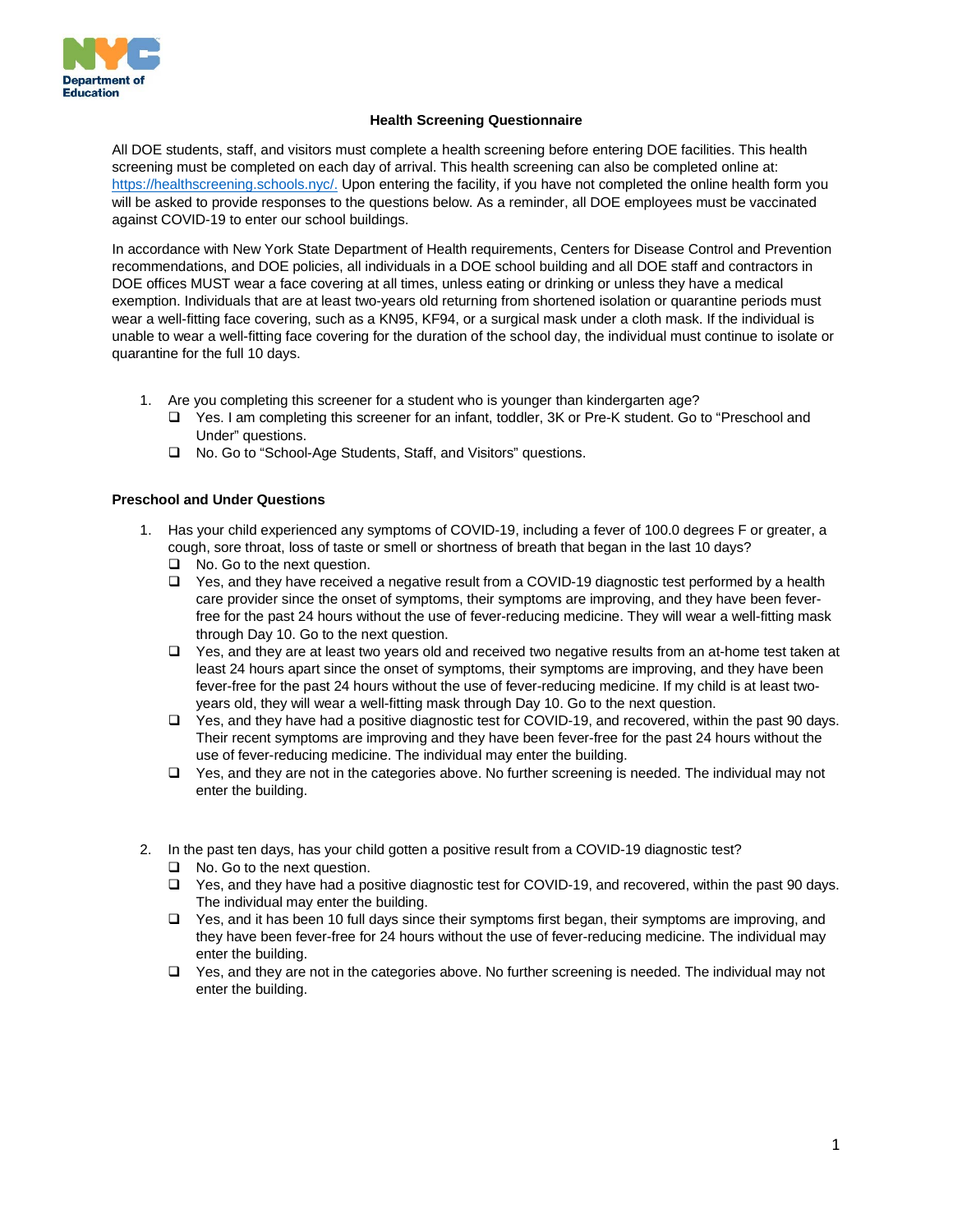## Health Screening Questionnaire

All DOE students, staff, and visitors must complete a health screening before entering DOE facilities. This health screening must be completed on each day of arrival. This health screening can also be completed online at: https://healthscreening.schools.nyc/. Upon entering the facility, if you have not completed the online health form you will be asked to provide responses to the questions below. As a reminder, all DOE employees must be vaccinated against COVID-19 to enter our school buildings.

In accordance with New York State Department of Health requirements, Centers for Disease Control and Prevention recommendations, and DOE policies, all individuals in a DOE school building and all DOE staff and contractors in DOE offices MUST wear a face covering at all times, unless eating or drinking or unless they have a medical exemption. Individuals that are at least two-years old returning from shortened isolation or quarantine periods must wear a well-fitting face covering, such as a KN95, KF94, or a surgical mask under a cloth mask. If the individual is unable to wear a well-fitting face covering for the duration of the school day, the individual must continue to isolate or quarantine for the full 10 days.

1. Are you completing this screener for a student who is younger than kindergarten age?
   - ❑ Yes. I am completing this screener for an infant, toddler, 3K or Pre-K student. Go to "Preschool and Under" questions.
   - ❑ No. Go to "School-Age Students, Staff, and Visitors" questions.

### Preschool and Under Questions

1. Has your child experienced any symptoms of COVID-19, including a fever of 100.0 degrees F or greater, a cough, sore throat, loss of taste or smell or shortness of breath that began in the last 10 days?
   - ❑ No. Go to the next question.
   - ❑ Yes, and they have received a negative result from a COVID-19 diagnostic test performed by a health care provider since the onset of symptoms, their symptoms are improving, and they have been fever-free for the past 24 hours without the use of fever-reducing medicine. They will wear a well-fitting mask through Day 10. Go to the next question.
   - ❑ Yes, and they are at least two years old and received two negative results from an at-home test taken at least 24 hours apart since the onset of symptoms, their symptoms are improving, and they have been fever-free for the past 24 hours without the use of fever-reducing medicine. If my child is at least two-years old, they will wear a well-fitting mask through Day 10. Go to the next question.
   - ❑ Yes, and they have had a positive diagnostic test for COVID-19, and recovered, within the past 90 days. Their recent symptoms are improving and they have been fever-free for the past 24 hours without the use of fever-reducing medicine. The individual may enter the building.
   - ❑ Yes, and they are not in the categories above. No further screening is needed. The individual may not enter the building.

2. In the past ten days, has your child gotten a positive result from a COVID-19 diagnostic test?
   - ❑ No. Go to the next question.
   - ❑ Yes, and they have had a positive diagnostic test for COVID-19, and recovered, within the past 90 days. The individual may enter the building.
   - ❑ Yes, and it has been 10 full days since their symptoms first began, their symptoms are improving, and they have been fever-free for 24 hours without the use of fever-reducing medicine. The individual may enter the building.
   - ❑ Yes, and they are not in the categories above. No further screening is needed. The individual may not enter the building.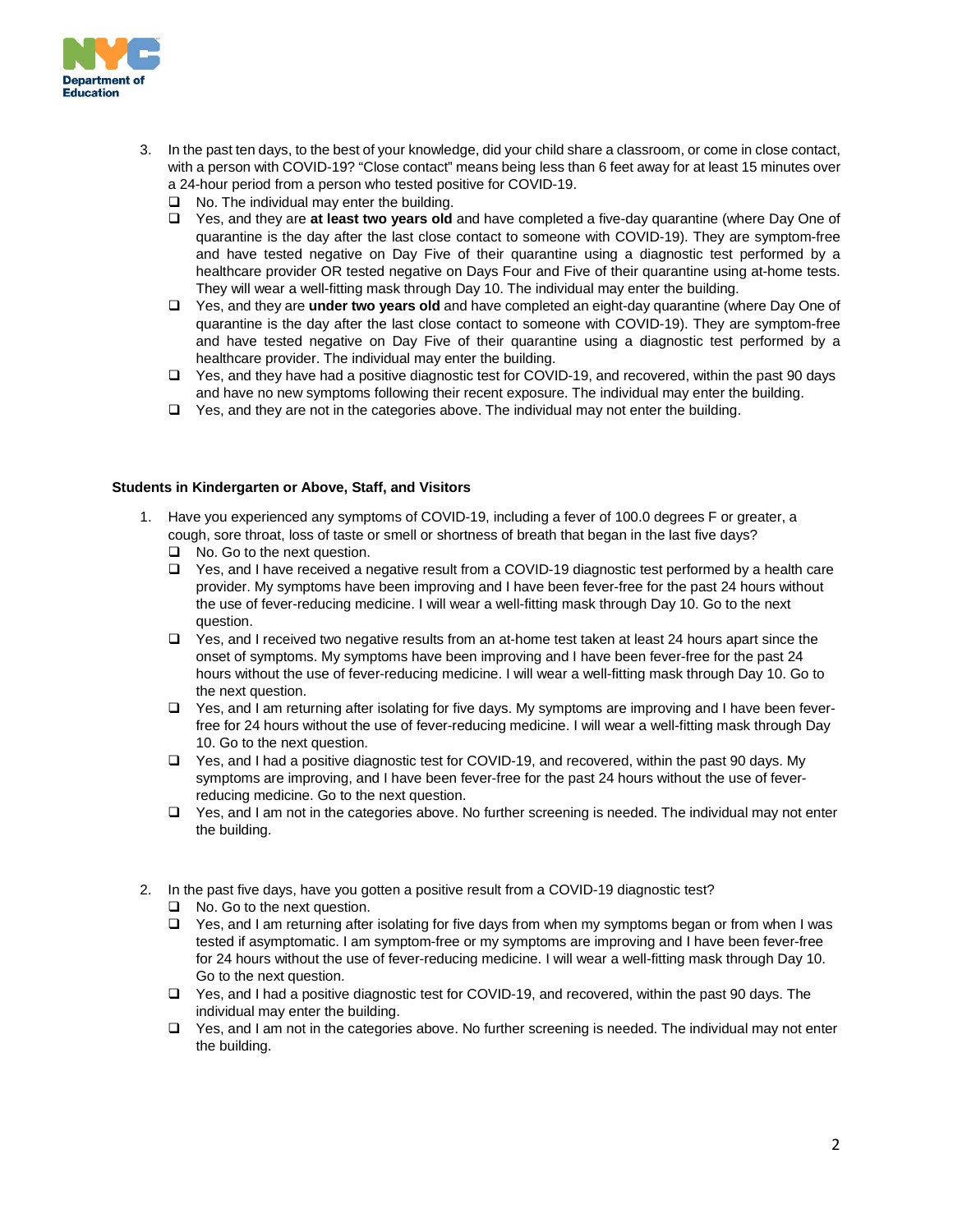3. In the past ten days, to the best of your knowledge, did your child share a classroom, or come in close contact, with a person with COVID-19? "Close contact" means being less than 6 feet away for at least 15 minutes over a 24-hour period from a person who tested positive for COVID-19.
   - ❑ No. The individual may enter the building.
   - ❑ Yes, and they are **at least two years old** and have completed a five-day quarantine (where Day One of quarantine is the day after the last close contact to someone with COVID-19). They are symptom-free and have tested negative on Day Five of their quarantine using a diagnostic test performed by a healthcare provider OR tested negative on Days Four and Five of their quarantine using at-home tests. They will wear a well-fitting mask through Day 10. The individual may enter the building.
   - ❑ Yes, and they are **under two years old** and have completed an eight-day quarantine (where Day One of quarantine is the day after the last close contact to someone with COVID-19). They are symptom-free and have tested negative on Day Five of their quarantine using a diagnostic test performed by a healthcare provider. The individual may enter the building.
   - ❑ Yes, and they have had a positive diagnostic test for COVID-19, and recovered, within the past 90 days and have no new symptoms following their recent exposure. The individual may enter the building.
   - ❑ Yes, and they are not in the categories above. The individual may not enter the building.

**Students in Kindergarten or Above, Staff, and Visitors**

1. Have you experienced any symptoms of COVID-19, including a fever of 100.0 degrees F or greater, a cough, sore throat, loss of taste or smell or shortness of breath that began in the last five days?
   - ❑ No. Go to the next question.
   - ❑ Yes, and I have received a negative result from a COVID-19 diagnostic test performed by a health care provider. My symptoms have been improving and I have been fever-free for the past 24 hours without the use of fever-reducing medicine. I will wear a well-fitting mask through Day 10. Go to the next question.
   - ❑ Yes, and I received two negative results from an at-home test taken at least 24 hours apart since the onset of symptoms. My symptoms have been improving and I have been fever-free for the past 24 hours without the use of fever-reducing medicine. I will wear a well-fitting mask through Day 10. Go to the next question.
   - ❑ Yes, and I am returning after isolating for five days. My symptoms are improving and I have been fever-free for 24 hours without the use of fever-reducing medicine. I will wear a well-fitting mask through Day 10. Go to the next question.
   - ❑ Yes, and I had a positive diagnostic test for COVID-19, and recovered, within the past 90 days. My symptoms are improving, and I have been fever-free for the past 24 hours without the use of fever-reducing medicine. Go to the next question.
   - ❑ Yes, and I am not in the categories above. No further screening is needed. The individual may not enter the building.

2. In the past five days, have you gotten a positive result from a COVID-19 diagnostic test?
   - ❑ No. Go to the next question.
   - ❑ Yes, and I am returning after isolating for five days from when my symptoms began or from when I was tested if asymptomatic. I am symptom-free or my symptoms are improving and I have been fever-free for 24 hours without the use of fever-reducing medicine. I will wear a well-fitting mask through Day 10. Go to the next question.
   - ❑ Yes, and I had a positive diagnostic test for COVID-19, and recovered, within the past 90 days. The individual may enter the building.
   - ❑ Yes, and I am not in the categories above. No further screening is needed. The individual may not enter the building.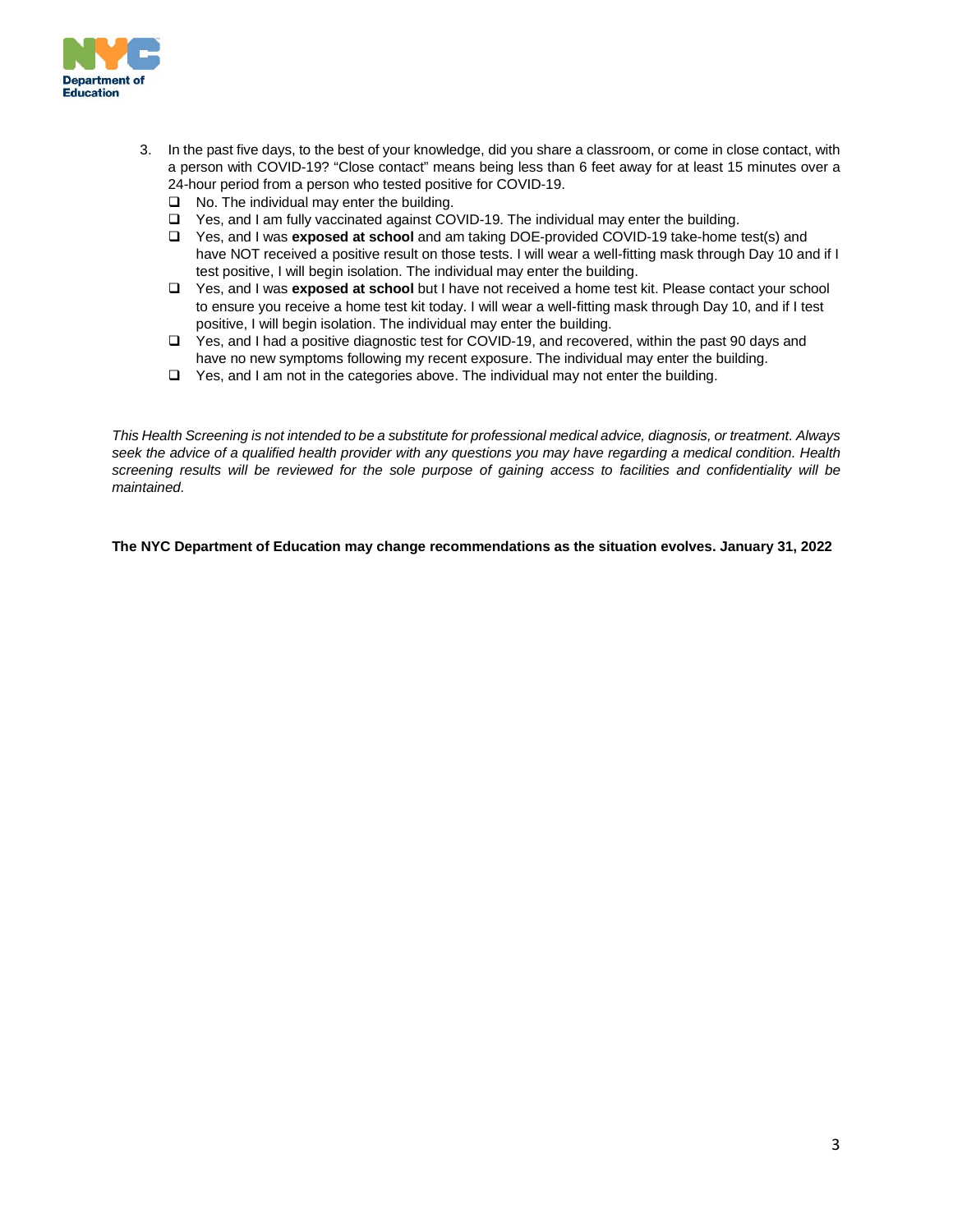3. In the past five days, to the best of your knowledge, did you share a classroom, or come in close contact, with a person with COVID-19? "Close contact" means being less than 6 feet away for at least 15 minutes over a 24-hour period from a person who tested positive for COVID-19.
   - ❑ No. The individual may enter the building.
   - ❑ Yes, and I am fully vaccinated against COVID-19. The individual may enter the building.
   - ❑ Yes, and I was **exposed at school** and am taking DOE-provided COVID-19 take-home test(s) and have NOT received a positive result on those tests. I will wear a well-fitting mask through Day 10 and if I test positive, I will begin isolation. The individual may enter the building.
   - ❑ Yes, and I was **exposed at school** but I have not received a home test kit. Please contact your school to ensure you receive a home test kit today. I will wear a well-fitting mask through Day 10, and if I test positive, I will begin isolation. The individual may enter the building.
   - ❑ Yes, and I had a positive diagnostic test for COVID-19, and recovered, within the past 90 days and have no new symptoms following my recent exposure. The individual may enter the building.
   - ❑ Yes, and I am not in the categories above. The individual may not enter the building.

*This Health Screening is not intended to be a substitute for professional medical advice, diagnosis, or treatment. Always seek the advice of a qualified health provider with any questions you may have regarding a medical condition. Health screening results will be reviewed for the sole purpose of gaining access to facilities and confidentiality will be maintained.*

**The NYC Department of Education may change recommendations as the situation evolves. January 31, 2022**